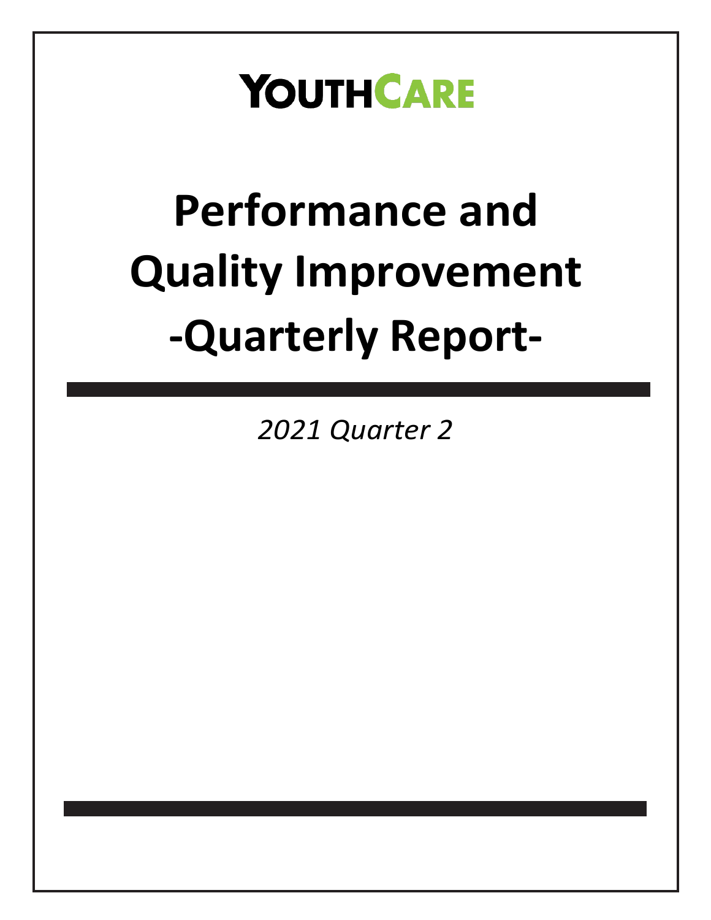# YOUTHCARE

# Performance and Quality Improvement -Quarterly Report-

*2021 Quarter 2*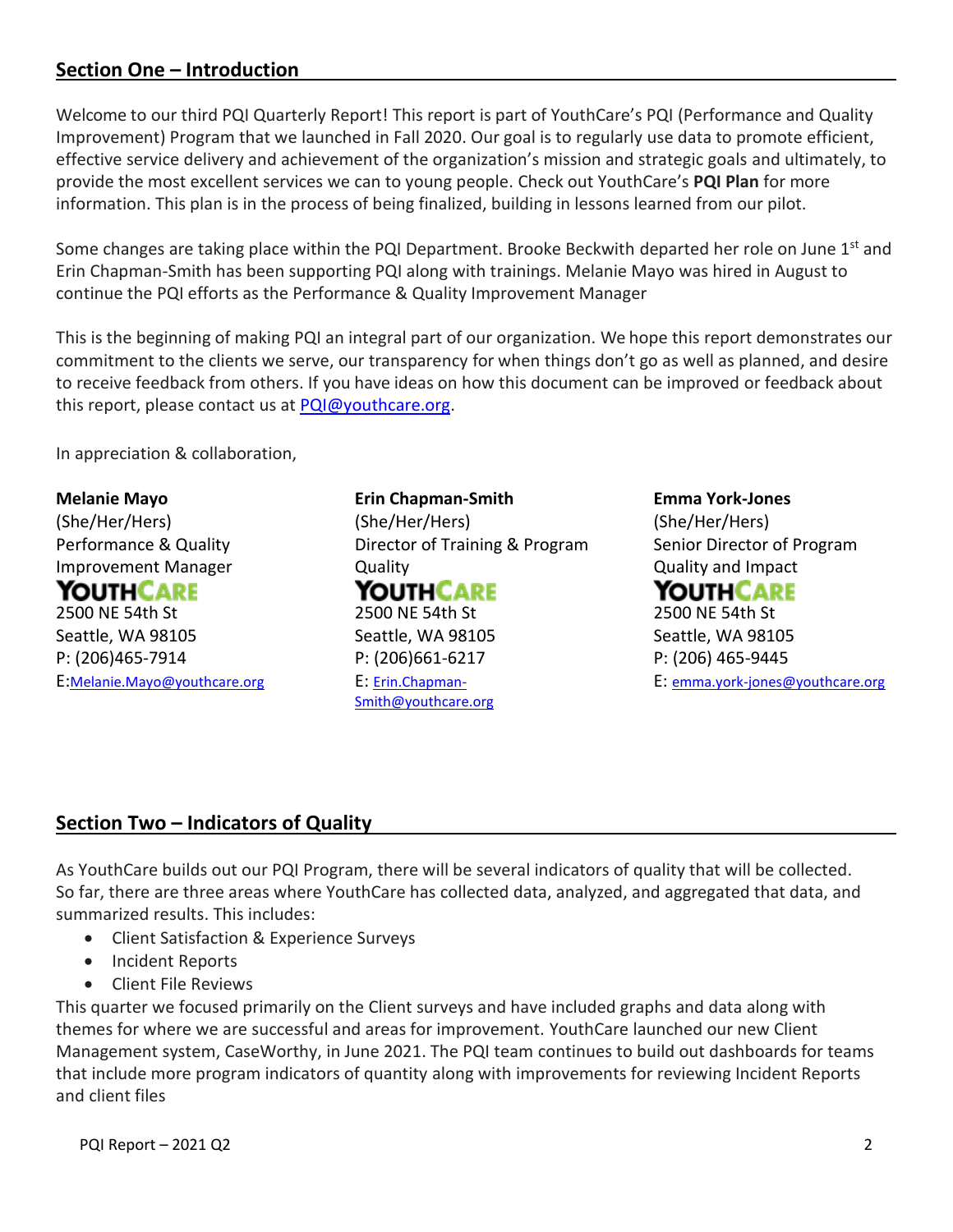## Section One – Introduction

Welcome to our third PQI Quarterly Report! This report is part of YouthCare's PQI (Performance and Quality Improvement) Program that we launched in Fall 2020. Our goal is to regularly use data to promote efficient, effective service delivery and achievement of the organization's mission and strategic goals and ultimately, to provide the most excellent services we can to young people. Check out YouthCare's **PQI Plan** for more information. This plan is in the process of being finalized, building in lessons learned from our pilot.

Some changes are taking place within the PQI Department. Brooke Beckwith departed her role on June 1st and Erin Chapman-Smith has been supporting PQI along with trainings. Melanie Mayo was hired in August to continue the PQI efforts as the Performance & Quality Improvement Manager

This is the beginning of making PQI an integral part of our organization. We hope this report demonstrates our commitment to the clients we serve, our transparency for when things don't go as well as planned, and desire to receive feedback from others. If you have ideas on how this document can be improved or feedback about this report, please contact us at PQI@youthcare.org.

In appreciation & collaboration,

**Melanie Mayo**
(She/Her/Hers)
Performance & Quality Improvement Manager
YOUTHCARE
2500 NE 54th St
Seattle, WA 98105
P: (206)465-7914
E:Melanie.Mayo@youthcare.org

**Erin Chapman-Smith**
(She/Her/Hers)
Director of Training & Program Quality
YOUTHCARE
2500 NE 54th St
Seattle, WA 98105
P: (206)661-6217
E: Erin.Chapman-Smith@youthcare.org

**Emma York-Jones**
(She/Her/Hers)
Senior Director of Program Quality and Impact
YOUTHCARE
2500 NE 54th St
Seattle, WA 98105
P: (206) 465-9445
E: emma.york-jones@youthcare.org

## Section Two – Indicators of Quality

As YouthCare builds out our PQI Program, there will be several indicators of quality that will be collected. So far, there are three areas where YouthCare has collected data, analyzed, and aggregated that data, and summarized results. This includes:

- Client Satisfaction & Experience Surveys
- Incident Reports
- Client File Reviews

This quarter we focused primarily on the Client surveys and have included graphs and data along with themes for where we are successful and areas for improvement. YouthCare launched our new Client Management system, CaseWorthy, in June 2021. The PQI team continues to build out dashboards for teams that include more program indicators of quantity along with improvements for reviewing Incident Reports and client files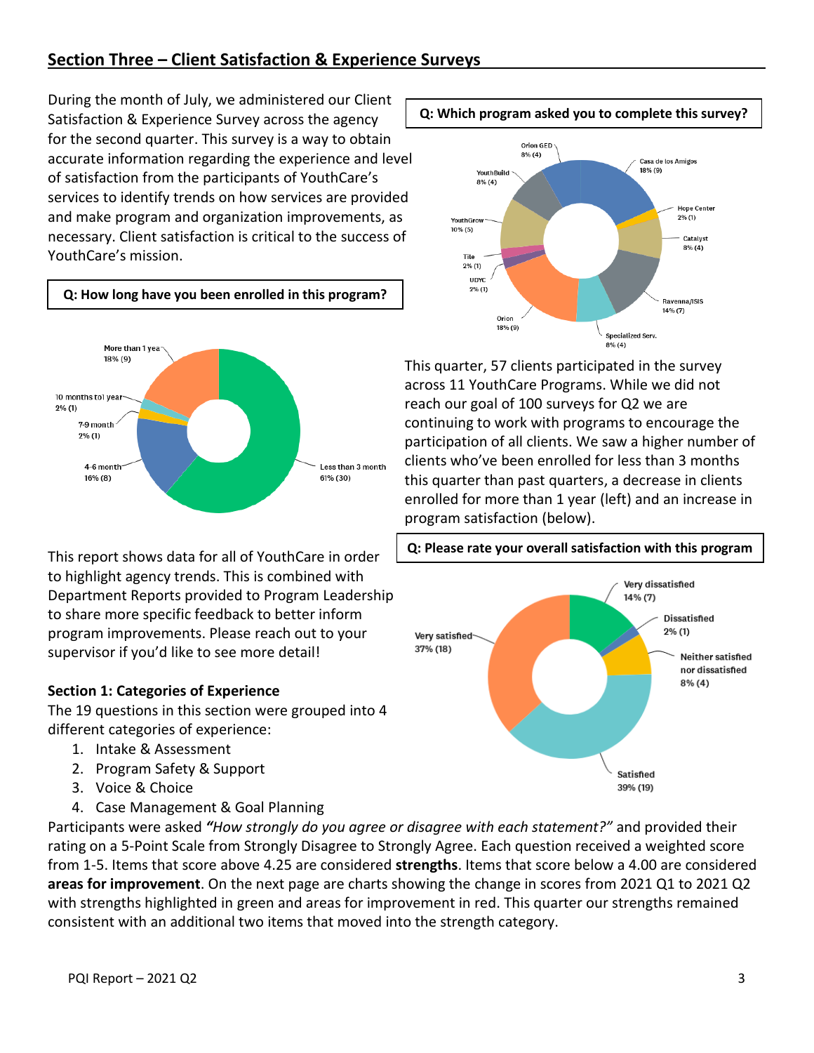## Section Three – Client Satisfaction & Experience Surveys

During the month of July, we administered our Client Satisfaction & Experience Survey across the agency for the second quarter. This survey is a way to obtain accurate information regarding the experience and level of satisfaction from the participants of YouthCare's services to identify trends on how services are provided and make program and organization improvements, as necessary. Client satisfaction is critical to the success of YouthCare's mission.

**Q: Which program asked you to complete this survey?**

| Program | Percent (Count) |
|---|---|
| Casa de los Amigos | 18% (9) |
| Hope Center | 2% (1) |
| Catalyst | 8% (4) |
| Ravenna/ISIS | 14% (7) |
| Specialized Serv. | 8% (4) |
| Orion | 18% (9) |
| UDYC | 2% (1) |
| Tile | 2% (1) |
| YouthGrow | 10% (5) |
| YouthBuild | 8% (4) |
| Orion GED | 8% (4) |

**Q: How long have you been enrolled in this program?**

| Enrollment Length | Percent (Count) |
|---|---|
| Less than 3 month | 61% (30) |
| 4-6 month | 16% (8) |
| 7-9 month | 2% (1) |
| 10 months to1 year | 2% (1) |
| More than 1 yea | 18% (9) |

This quarter, 57 clients participated in the survey across 11 YouthCare Programs. While we did not reach our goal of 100 surveys for Q2 we are continuing to work with programs to encourage the participation of all clients. We saw a higher number of clients who've been enrolled for less than 3 months this quarter than past quarters, a decrease in clients enrolled for more than 1 year (left) and an increase in program satisfaction (below).

This report shows data for all of YouthCare in order to highlight agency trends. This is combined with Department Reports provided to Program Leadership to share more specific feedback to better inform program improvements. Please reach out to your supervisor if you'd like to see more detail!

**Q: Please rate your overall satisfaction with this program**

| Rating | Percent (Count) |
|---|---|
| Very dissatisfied | 14% (7) |
| Dissatisfied | 2% (1) |
| Neither satisfied nor dissatisfied | 8% (4) |
| Satisfied | 39% (19) |
| Very satisfied | 37% (18) |

**Section 1: Categories of Experience**

The 19 questions in this section were grouped into 4 different categories of experience:

1. Intake & Assessment
2. Program Safety & Support
3. Voice & Choice
4. Case Management & Goal Planning

Participants were asked ***"How strongly do you agree or disagree with each statement?"*** and provided their rating on a 5-Point Scale from Strongly Disagree to Strongly Agree. Each question received a weighted score from 1-5. Items that score above 4.25 are considered **strengths**. Items that score below a 4.00 are considered **areas for improvement**. On the next page are charts showing the change in scores from 2021 Q1 to 2021 Q2 with strengths highlighted in green and areas for improvement in red. This quarter our strengths remained consistent with an additional two items that moved into the strength category.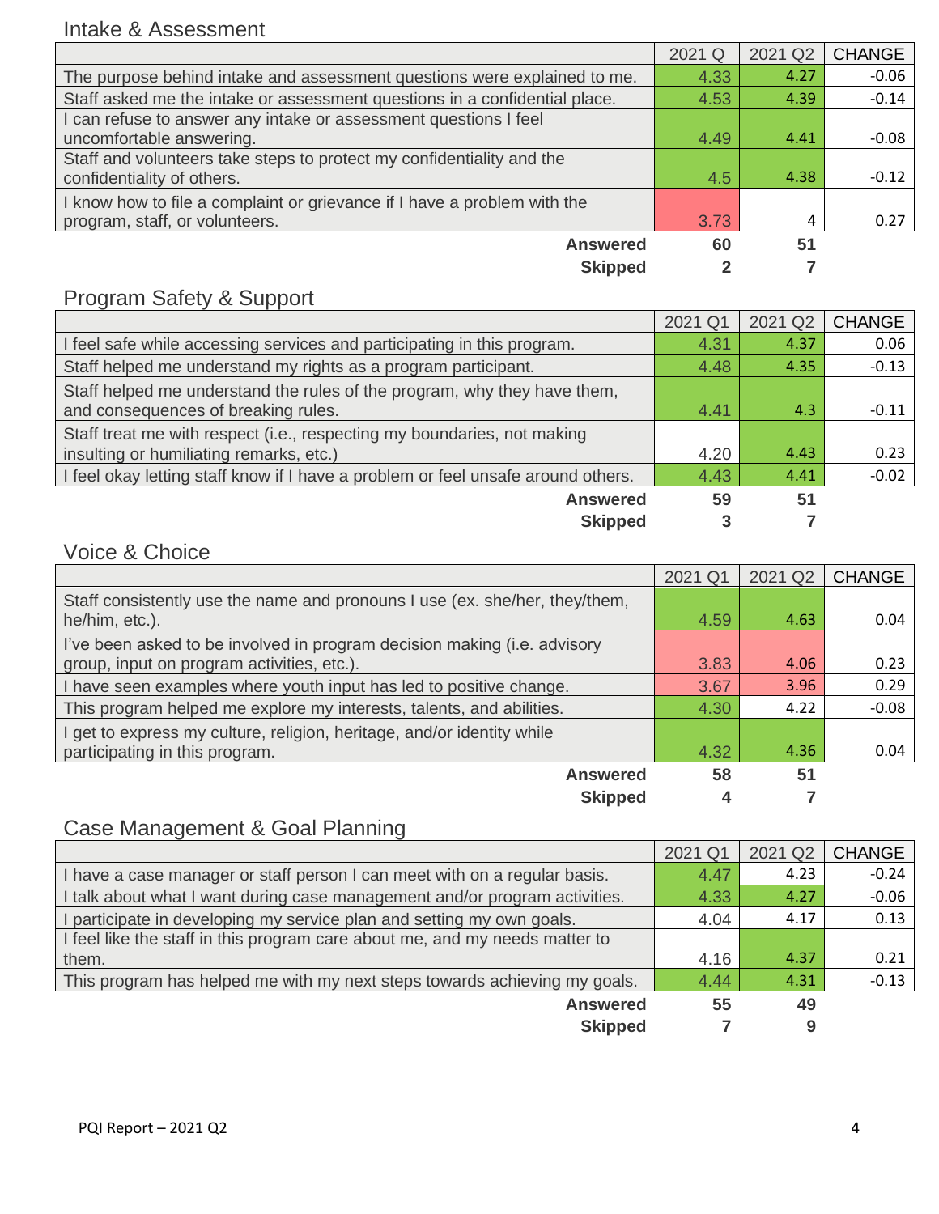## Intake & Assessment

| | 2021 Q | 2021 Q2 | CHANGE |
|---|---|---|---|
| The purpose behind intake and assessment questions were explained to me. | 4.33 | 4.27 | -0.06 |
| Staff asked me the intake or assessment questions in a confidential place. | 4.53 | 4.39 | -0.14 |
| I can refuse to answer any intake or assessment questions I feel uncomfortable answering. | 4.49 | 4.41 | -0.08 |
| Staff and volunteers take steps to protect my confidentiality and the confidentiality of others. | 4.5 | 4.38 | -0.12 |
| I know how to file a complaint or grievance if I have a problem with the program, staff, or volunteers. | 3.73 | 4 | 0.27 |
| **Answered** | **60** | **51** | |
| **Skipped** | **2** | **7** | |

## Program Safety & Support

| | 2021 Q1 | 2021 Q2 | CHANGE |
|---|---|---|---|
| I feel safe while accessing services and participating in this program. | 4.31 | 4.37 | 0.06 |
| Staff helped me understand my rights as a program participant. | 4.48 | 4.35 | -0.13 |
| Staff helped me understand the rules of the program, why they have them, and consequences of breaking rules. | 4.41 | 4.3 | -0.11 |
| Staff treat me with respect (i.e., respecting my boundaries, not making insulting or humiliating remarks, etc.) | 4.20 | 4.43 | 0.23 |
| I feel okay letting staff know if I have a problem or feel unsafe around others. | 4.43 | 4.41 | -0.02 |
| **Answered** | **59** | **51** | |
| **Skipped** | **3** | **7** | |

## Voice & Choice

| | 2021 Q1 | 2021 Q2 | CHANGE |
|---|---|---|---|
| Staff consistently use the name and pronouns I use (ex. she/her, they/them, he/him, etc.). | 4.59 | 4.63 | 0.04 |
| I've been asked to be involved in program decision making (i.e. advisory group, input on program activities, etc.). | 3.83 | 4.06 | 0.23 |
| I have seen examples where youth input has led to positive change. | 3.67 | 3.96 | 0.29 |
| This program helped me explore my interests, talents, and abilities. | 4.30 | 4.22 | -0.08 |
| I get to express my culture, religion, heritage, and/or identity while participating in this program. | 4.32 | 4.36 | 0.04 |
| **Answered** | **58** | **51** | |
| **Skipped** | **4** | **7** | |

## Case Management & Goal Planning

| | 2021 Q1 | 2021 Q2 | CHANGE |
|---|---|---|---|
| I have a case manager or staff person I can meet with on a regular basis. | 4.47 | 4.23 | -0.24 |
| I talk about what I want during case management and/or program activities. | 4.33 | 4.27 | -0.06 |
| I participate in developing my service plan and setting my own goals. | 4.04 | 4.17 | 0.13 |
| I feel like the staff in this program care about me, and my needs matter to them. | 4.16 | 4.37 | 0.21 |
| This program has helped me with my next steps towards achieving my goals. | 4.44 | 4.31 | -0.13 |
| **Answered** | **55** | **49** | |
| **Skipped** | **7** | **9** | |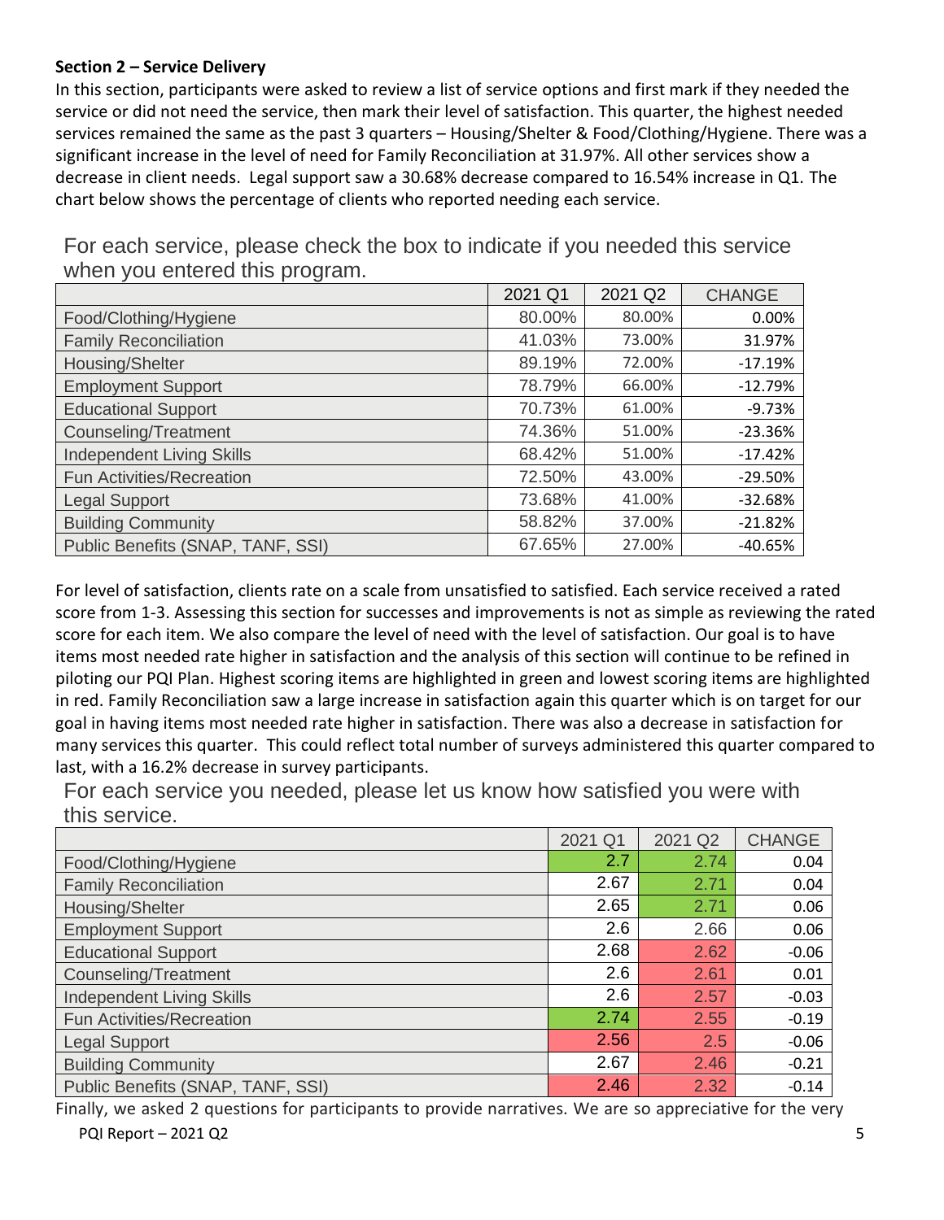**Section 2 – Service Delivery**

In this section, participants were asked to review a list of service options and first mark if they needed the service or did not need the service, then mark their level of satisfaction. This quarter, the highest needed services remained the same as the past 3 quarters – Housing/Shelter & Food/Clothing/Hygiene. There was a significant increase in the level of need for Family Reconciliation at 31.97%. All other services show a decrease in client needs. Legal support saw a 30.68% decrease compared to 16.54% increase in Q1. The chart below shows the percentage of clients who reported needing each service.

For each service, please check the box to indicate if you needed this service when you entered this program.

| | 2021 Q1 | 2021 Q2 | CHANGE |
|---|---|---|---|
| Food/Clothing/Hygiene | 80.00% | 80.00% | 0.00% |
| Family Reconciliation | 41.03% | 73.00% | 31.97% |
| Housing/Shelter | 89.19% | 72.00% | -17.19% |
| Employment Support | 78.79% | 66.00% | -12.79% |
| Educational Support | 70.73% | 61.00% | -9.73% |
| Counseling/Treatment | 74.36% | 51.00% | -23.36% |
| Independent Living Skills | 68.42% | 51.00% | -17.42% |
| Fun Activities/Recreation | 72.50% | 43.00% | -29.50% |
| Legal Support | 73.68% | 41.00% | -32.68% |
| Building Community | 58.82% | 37.00% | -21.82% |
| Public Benefits (SNAP, TANF, SSI) | 67.65% | 27.00% | -40.65% |

For level of satisfaction, clients rate on a scale from unsatisfied to satisfied. Each service received a rated score from 1-3. Assessing this section for successes and improvements is not as simple as reviewing the rated score for each item. We also compare the level of need with the level of satisfaction. Our goal is to have items most needed rate higher in satisfaction and the analysis of this section will continue to be refined in piloting our PQI Plan. Highest scoring items are highlighted in green and lowest scoring items are highlighted in red. Family Reconciliation saw a large increase in satisfaction again this quarter which is on target for our goal in having items most needed rate higher in satisfaction. There was also a decrease in satisfaction for many services this quarter. This could reflect total number of surveys administered this quarter compared to last, with a 16.2% decrease in survey participants.

For each service you needed, please let us know how satisfied you were with this service.

| | 2021 Q1 | 2021 Q2 | CHANGE |
|---|---|---|---|
| Food/Clothing/Hygiene | 2.7 | 2.74 | 0.04 |
| Family Reconciliation | 2.67 | 2.71 | 0.04 |
| Housing/Shelter | 2.65 | 2.71 | 0.06 |
| Employment Support | 2.6 | 2.66 | 0.06 |
| Educational Support | 2.68 | 2.62 | -0.06 |
| Counseling/Treatment | 2.6 | 2.61 | 0.01 |
| Independent Living Skills | 2.6 | 2.57 | -0.03 |
| Fun Activities/Recreation | 2.74 | 2.55 | -0.19 |
| Legal Support | 2.56 | 2.5 | -0.06 |
| Building Community | 2.67 | 2.46 | -0.21 |
| Public Benefits (SNAP, TANF, SSI) | 2.46 | 2.32 | -0.14 |

Finally, we asked 2 questions for participants to provide narratives. We are so appreciative for the very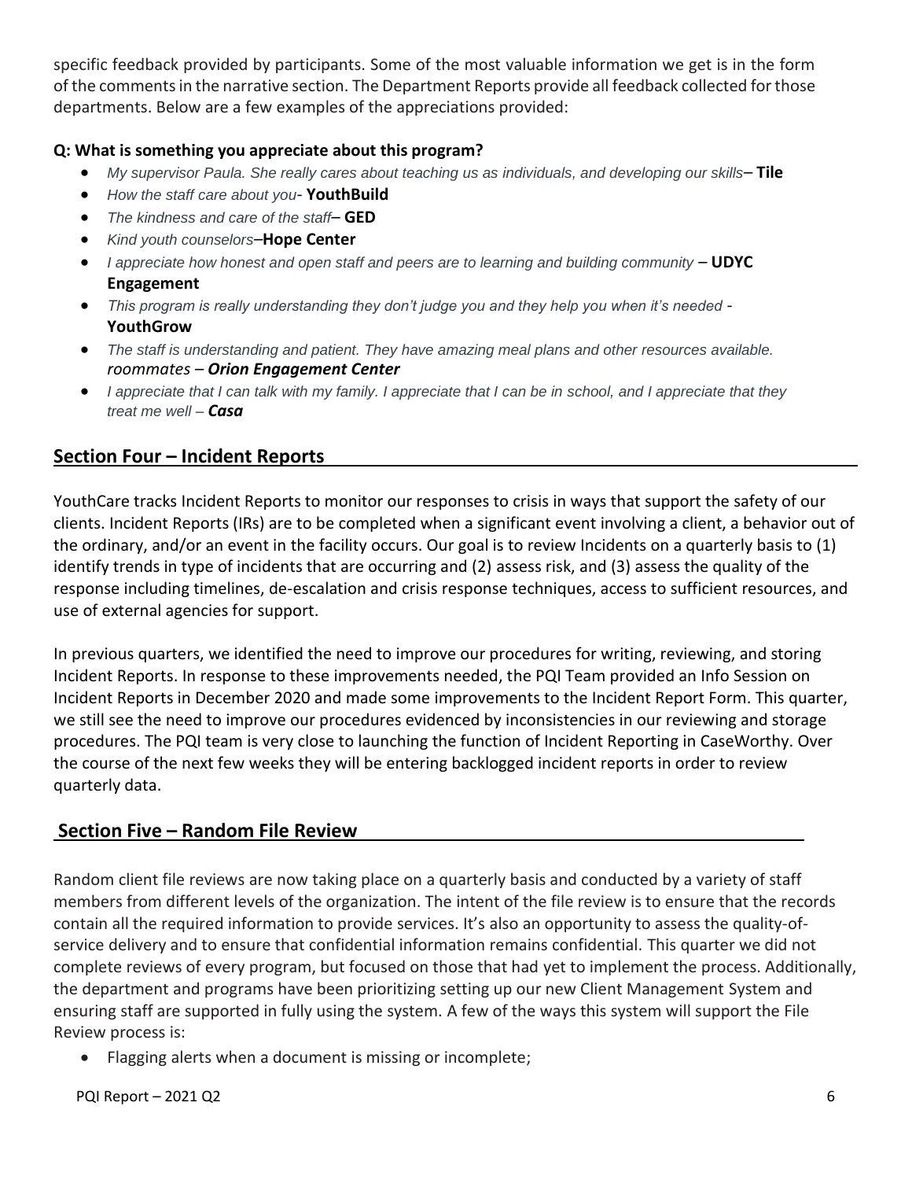specific feedback provided by participants. Some of the most valuable information we get is in the form of the comments in the narrative section. The Department Reports provide all feedback collected for those departments. Below are a few examples of the appreciations provided:

**Q: What is something you appreciate about this program?**

- *My supervisor Paula. She really cares about teaching us as individuals, and developing our skills*– **Tile**
- *How the staff care about you*- **YouthBuild**
- *The kindness and care of the staff*– **GED**
- *Kind youth counselors*–**Hope Center**
- *I appreciate how honest and open staff and peers are to learning and building community* – **UDYC Engagement**
- *This program is really understanding they don't judge you and they help you when it's needed* - **YouthGrow**
- *The staff is understanding and patient. They have amazing meal plans and other resources available. roommates* – ***Orion Engagement Center***
- *I appreciate that I can talk with my family. I appreciate that I can be in school, and I appreciate that they treat me well* – ***Casa***

## Section Four – Incident Reports

YouthCare tracks Incident Reports to monitor our responses to crisis in ways that support the safety of our clients. Incident Reports (IRs) are to be completed when a significant event involving a client, a behavior out of the ordinary, and/or an event in the facility occurs. Our goal is to review Incidents on a quarterly basis to (1) identify trends in type of incidents that are occurring and (2) assess risk, and (3) assess the quality of the response including timelines, de-escalation and crisis response techniques, access to sufficient resources, and use of external agencies for support.

In previous quarters, we identified the need to improve our procedures for writing, reviewing, and storing Incident Reports. In response to these improvements needed, the PQI Team provided an Info Session on Incident Reports in December 2020 and made some improvements to the Incident Report Form. This quarter, we still see the need to improve our procedures evidenced by inconsistencies in our reviewing and storage procedures. The PQI team is very close to launching the function of Incident Reporting in CaseWorthy. Over the course of the next few weeks they will be entering backlogged incident reports in order to review quarterly data.

## Section Five – Random File Review

Random client file reviews are now taking place on a quarterly basis and conducted by a variety of staff members from different levels of the organization. The intent of the file review is to ensure that the records contain all the required information to provide services. It's also an opportunity to assess the quality-of-service delivery and to ensure that confidential information remains confidential. This quarter we did not complete reviews of every program, but focused on those that had yet to implement the process. Additionally, the department and programs have been prioritizing setting up our new Client Management System and ensuring staff are supported in fully using the system. A few of the ways this system will support the File Review process is:

- Flagging alerts when a document is missing or incomplete;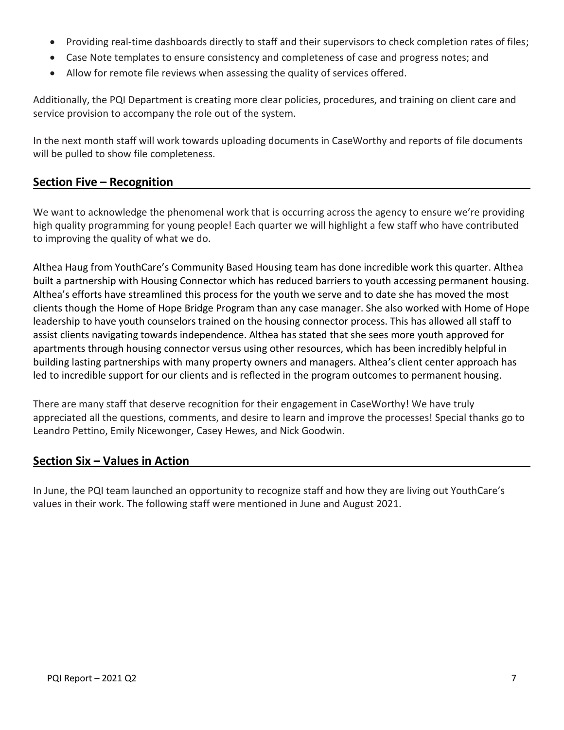- Providing real-time dashboards directly to staff and their supervisors to check completion rates of files;
- Case Note templates to ensure consistency and completeness of case and progress notes; and
- Allow for remote file reviews when assessing the quality of services offered.

Additionally, the PQI Department is creating more clear policies, procedures, and training on client care and service provision to accompany the role out of the system.

In the next month staff will work towards uploading documents in CaseWorthy and reports of file documents will be pulled to show file completeness.

## Section Five – Recognition

We want to acknowledge the phenomenal work that is occurring across the agency to ensure we're providing high quality programming for young people! Each quarter we will highlight a few staff who have contributed to improving the quality of what we do.

Althea Haug from YouthCare's Community Based Housing team has done incredible work this quarter. Althea built a partnership with Housing Connector which has reduced barriers to youth accessing permanent housing. Althea's efforts have streamlined this process for the youth we serve and to date she has moved the most clients though the Home of Hope Bridge Program than any case manager. She also worked with Home of Hope leadership to have youth counselors trained on the housing connector process. This has allowed all staff to assist clients navigating towards independence. Althea has stated that she sees more youth approved for apartments through housing connector versus using other resources, which has been incredibly helpful in building lasting partnerships with many property owners and managers. Althea's client center approach has led to incredible support for our clients and is reflected in the program outcomes to permanent housing.

There are many staff that deserve recognition for their engagement in CaseWorthy! We have truly appreciated all the questions, comments, and desire to learn and improve the processes! Special thanks go to Leandro Pettino, Emily Nicewonger, Casey Hewes, and Nick Goodwin.

## Section Six – Values in Action

In June, the PQI team launched an opportunity to recognize staff and how they are living out YouthCare's values in their work. The following staff were mentioned in June and August 2021.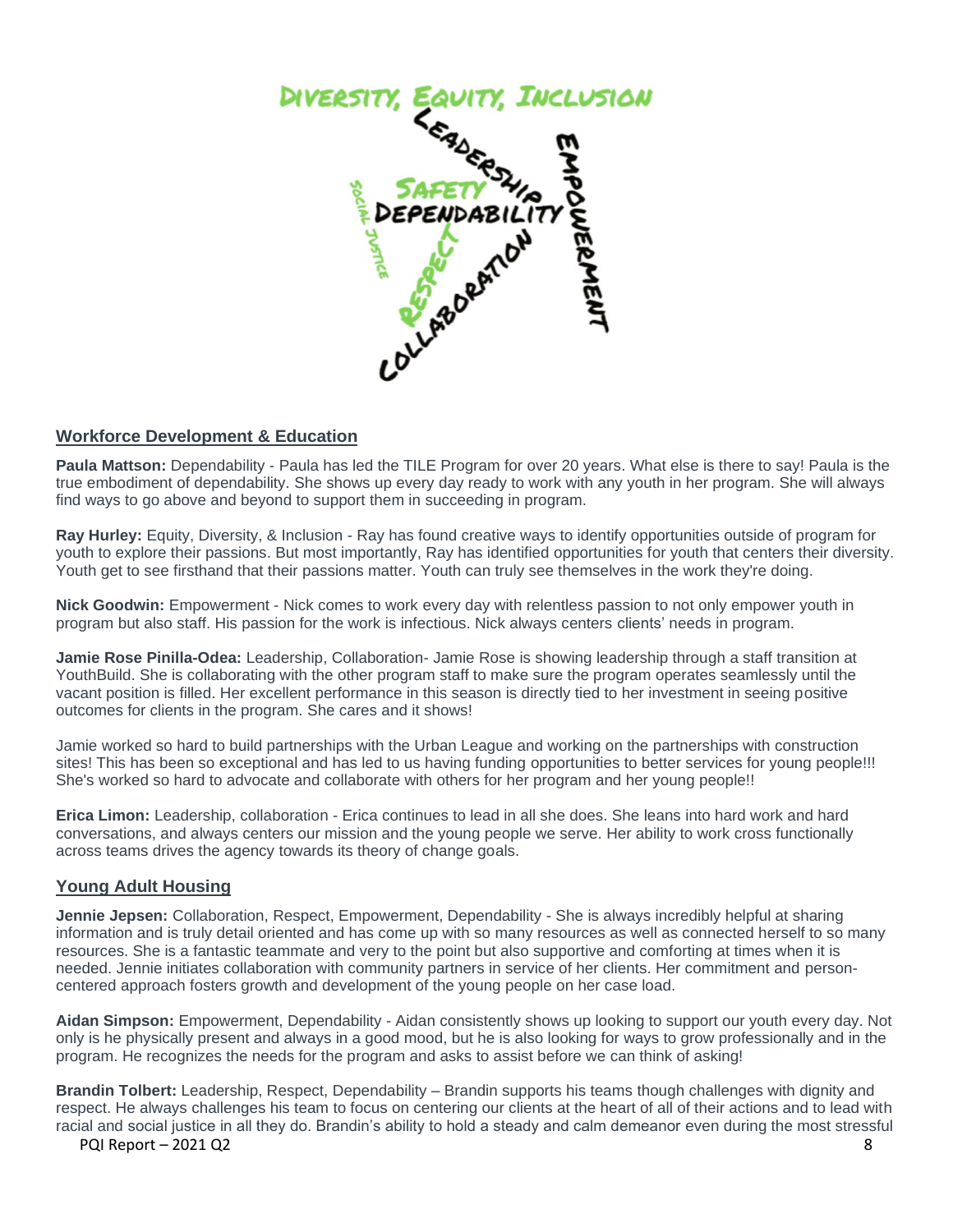## Workforce Development & Education

**Paula Mattson:** Dependability - Paula has led the TILE Program for over 20 years. What else is there to say! Paula is the true embodiment of dependability. She shows up every day ready to work with any youth in her program. She will always find ways to go above and beyond to support them in succeeding in program.

**Ray Hurley:** Equity, Diversity, & Inclusion - Ray has found creative ways to identify opportunities outside of program for youth to explore their passions. But most importantly, Ray has identified opportunities for youth that centers their diversity. Youth get to see firsthand that their passions matter. Youth can truly see themselves in the work they're doing.

**Nick Goodwin:** Empowerment - Nick comes to work every day with relentless passion to not only empower youth in program but also staff. His passion for the work is infectious. Nick always centers clients' needs in program.

**Jamie Rose Pinilla-Odea:** Leadership, Collaboration- Jamie Rose is showing leadership through a staff transition at YouthBuild. She is collaborating with the other program staff to make sure the program operates seamlessly until the vacant position is filled. Her excellent performance in this season is directly tied to her investment in seeing positive outcomes for clients in the program. She cares and it shows!

Jamie worked so hard to build partnerships with the Urban League and working on the partnerships with construction sites! This has been so exceptional and has led to us having funding opportunities to better services for young people!!! She's worked so hard to advocate and collaborate with others for her program and her young people!!

**Erica Limon:** Leadership, collaboration - Erica continues to lead in all she does. She leans into hard work and hard conversations, and always centers our mission and the young people we serve. Her ability to work cross functionally across teams drives the agency towards its theory of change goals.

## Young Adult Housing

**Jennie Jepsen:** Collaboration, Respect, Empowerment, Dependability - She is always incredibly helpful at sharing information and is truly detail oriented and has come up with so many resources as well as connected herself to so many resources. She is a fantastic teammate and very to the point but also supportive and comforting at times when it is needed. Jennie initiates collaboration with community partners in service of her clients. Her commitment and person-centered approach fosters growth and development of the young people on her case load.

**Aidan Simpson:** Empowerment, Dependability - Aidan consistently shows up looking to support our youth every day. Not only is he physically present and always in a good mood, but he is also looking for ways to grow professionally and in the program. He recognizes the needs for the program and asks to assist before we can think of asking!

**Brandin Tolbert:** Leadership, Respect, Dependability – Brandin supports his teams though challenges with dignity and respect. He always challenges his team to focus on centering our clients at the heart of all of their actions and to lead with racial and social justice in all they do. Brandin's ability to hold a steady and calm demeanor even during the most stressful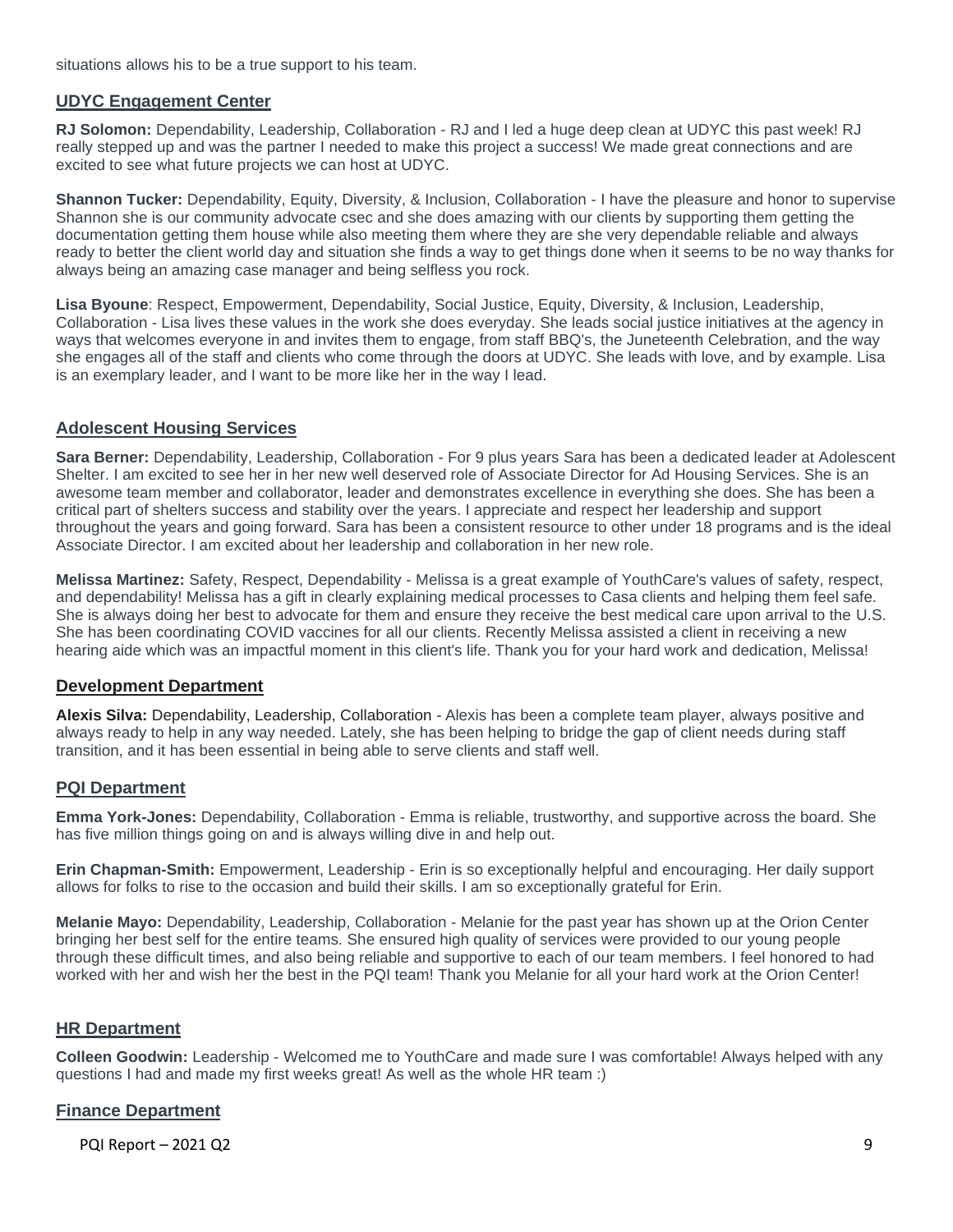situations allows his to be a true support to his team.

## UDYC Engagement Center

**RJ Solomon:** Dependability, Leadership, Collaboration - RJ and I led a huge deep clean at UDYC this past week! RJ really stepped up and was the partner I needed to make this project a success! We made great connections and are excited to see what future projects we can host at UDYC.

**Shannon Tucker:** Dependability, Equity, Diversity, & Inclusion, Collaboration - I have the pleasure and honor to supervise Shannon she is our community advocate csec and she does amazing with our clients by supporting them getting the documentation getting them house while also meeting them where they are she very dependable reliable and always ready to better the client world day and situation she finds a way to get things done when it seems to be no way thanks for always being an amazing case manager and being selfless you rock.

**Lisa Byoune**: Respect, Empowerment, Dependability, Social Justice, Equity, Diversity, & Inclusion, Leadership, Collaboration - Lisa lives these values in the work she does everyday. She leads social justice initiatives at the agency in ways that welcomes everyone in and invites them to engage, from staff BBQ's, the Juneteenth Celebration, and the way she engages all of the staff and clients who come through the doors at UDYC. She leads with love, and by example. Lisa is an exemplary leader, and I want to be more like her in the way I lead.

## Adolescent Housing Services

**Sara Berner:** Dependability, Leadership, Collaboration - For 9 plus years Sara has been a dedicated leader at Adolescent Shelter. I am excited to see her in her new well deserved role of Associate Director for Ad Housing Services. She is an awesome team member and collaborator, leader and demonstrates excellence in everything she does. She has been a critical part of shelters success and stability over the years. I appreciate and respect her leadership and support throughout the years and going forward. Sara has been a consistent resource to other under 18 programs and is the ideal Associate Director. I am excited about her leadership and collaboration in her new role.

**Melissa Martinez:** Safety, Respect, Dependability - Melissa is a great example of YouthCare's values of safety, respect, and dependability! Melissa has a gift in clearly explaining medical processes to Casa clients and helping them feel safe. She is always doing her best to advocate for them and ensure they receive the best medical care upon arrival to the U.S. She has been coordinating COVID vaccines for all our clients. Recently Melissa assisted a client in receiving a new hearing aide which was an impactful moment in this client's life. Thank you for your hard work and dedication, Melissa!

## Development Department

**Alexis Silva:** Dependability, Leadership, Collaboration - Alexis has been a complete team player, always positive and always ready to help in any way needed. Lately, she has been helping to bridge the gap of client needs during staff transition, and it has been essential in being able to serve clients and staff well.

## PQI Department

**Emma York-Jones:** Dependability, Collaboration - Emma is reliable, trustworthy, and supportive across the board. She has five million things going on and is always willing dive in and help out.

**Erin Chapman-Smith:** Empowerment, Leadership - Erin is so exceptionally helpful and encouraging. Her daily support allows for folks to rise to the occasion and build their skills. I am so exceptionally grateful for Erin.

**Melanie Mayo:** Dependability, Leadership, Collaboration - Melanie for the past year has shown up at the Orion Center bringing her best self for the entire teams. She ensured high quality of services were provided to our young people through these difficult times, and also being reliable and supportive to each of our team members. I feel honored to had worked with her and wish her the best in the PQI team! Thank you Melanie for all your hard work at the Orion Center!

## HR Department

**Colleen Goodwin:** Leadership - Welcomed me to YouthCare and made sure I was comfortable! Always helped with any questions I had and made my first weeks great! As well as the whole HR team :)

## Finance Department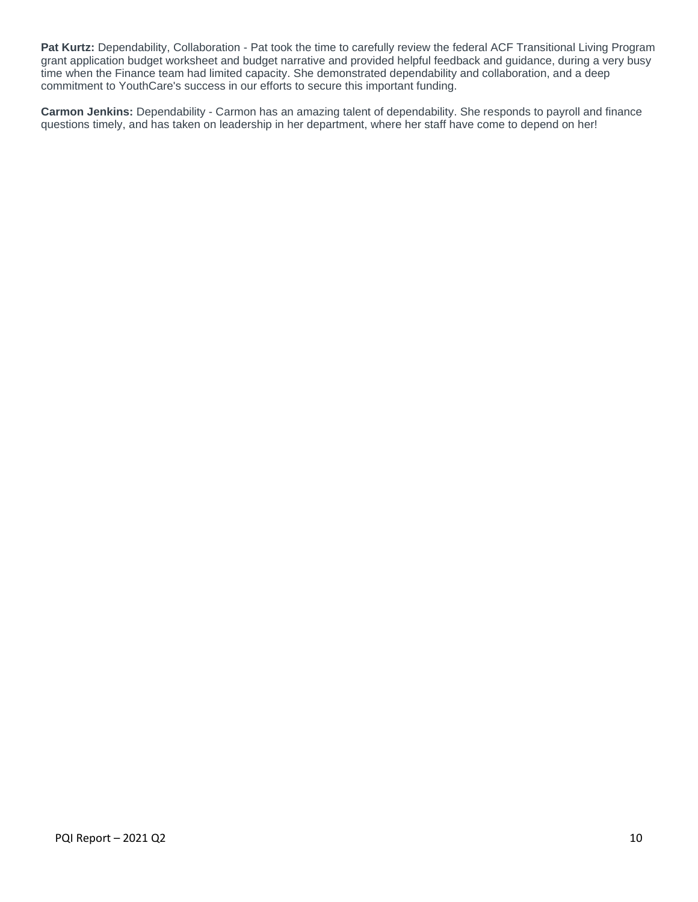**Pat Kurtz:** Dependability, Collaboration - Pat took the time to carefully review the federal ACF Transitional Living Program grant application budget worksheet and budget narrative and provided helpful feedback and guidance, during a very busy time when the Finance team had limited capacity. She demonstrated dependability and collaboration, and a deep commitment to YouthCare's success in our efforts to secure this important funding.

**Carmon Jenkins:** Dependability - Carmon has an amazing talent of dependability. She responds to payroll and finance questions timely, and has taken on leadership in her department, where her staff have come to depend on her!